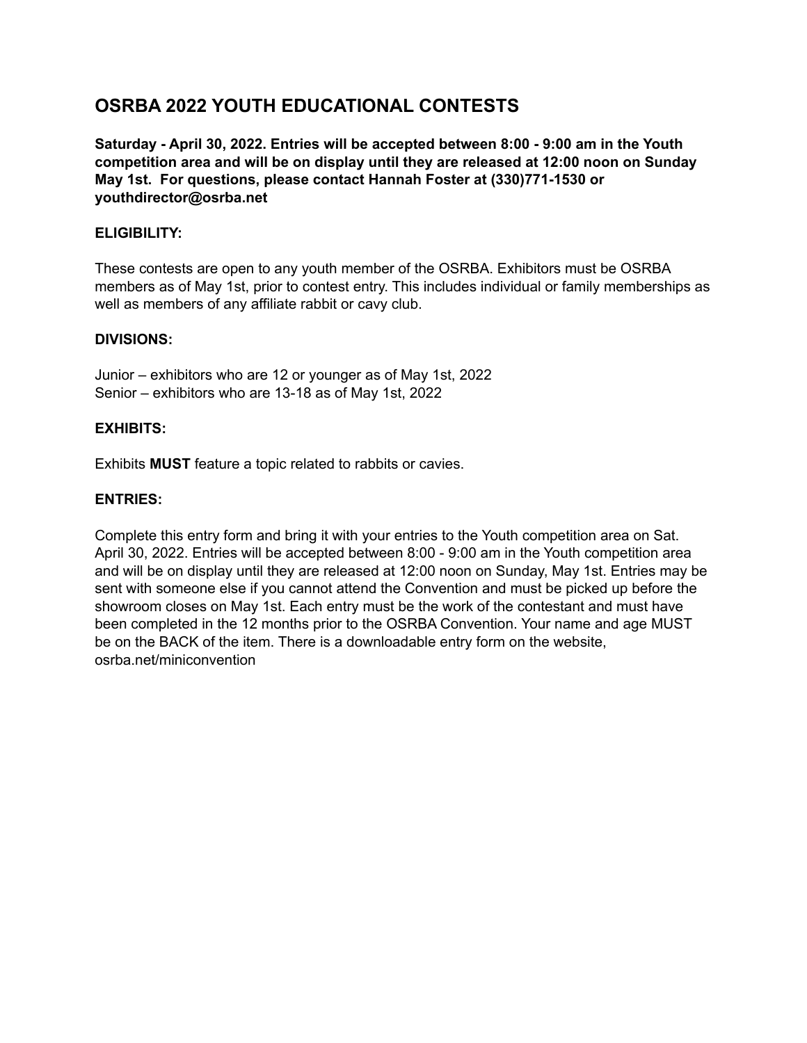# OSRBA 2022 YOUTH EDUCATIONAL CONTESTS

**Saturday - April 30, 2022. Entries will be accepted between 8:00 - 9:00 am in the Youth competition area and will be on display until they are released at 12:00 noon on Sunday May 1st. For questions, please contact Hannah Foster at (330)771-1530 or youthdirector@osrba.net**

## ELIGIBILITY:

These contests are open to any youth member of the OSRBA. Exhibitors must be OSRBA members as of May 1st, prior to contest entry. This includes individual or family memberships as well as members of any affiliate rabbit or cavy club.

## DIVISIONS:

Junior – exhibitors who are 12 or younger as of May 1st, 2022
Senior – exhibitors who are 13-18 as of May 1st, 2022

## EXHIBITS:

Exhibits **MUST** feature a topic related to rabbits or cavies.

## ENTRIES:

Complete this entry form and bring it with your entries to the Youth competition area on Sat. April 30, 2022. Entries will be accepted between 8:00 - 9:00 am in the Youth competition area and will be on display until they are released at 12:00 noon on Sunday, May 1st. Entries may be sent with someone else if you cannot attend the Convention and must be picked up before the showroom closes on May 1st. Each entry must be the work of the contestant and must have been completed in the 12 months prior to the OSRBA Convention. Your name and age MUST be on the BACK of the item. There is a downloadable entry form on the website, osrba.net/miniconvention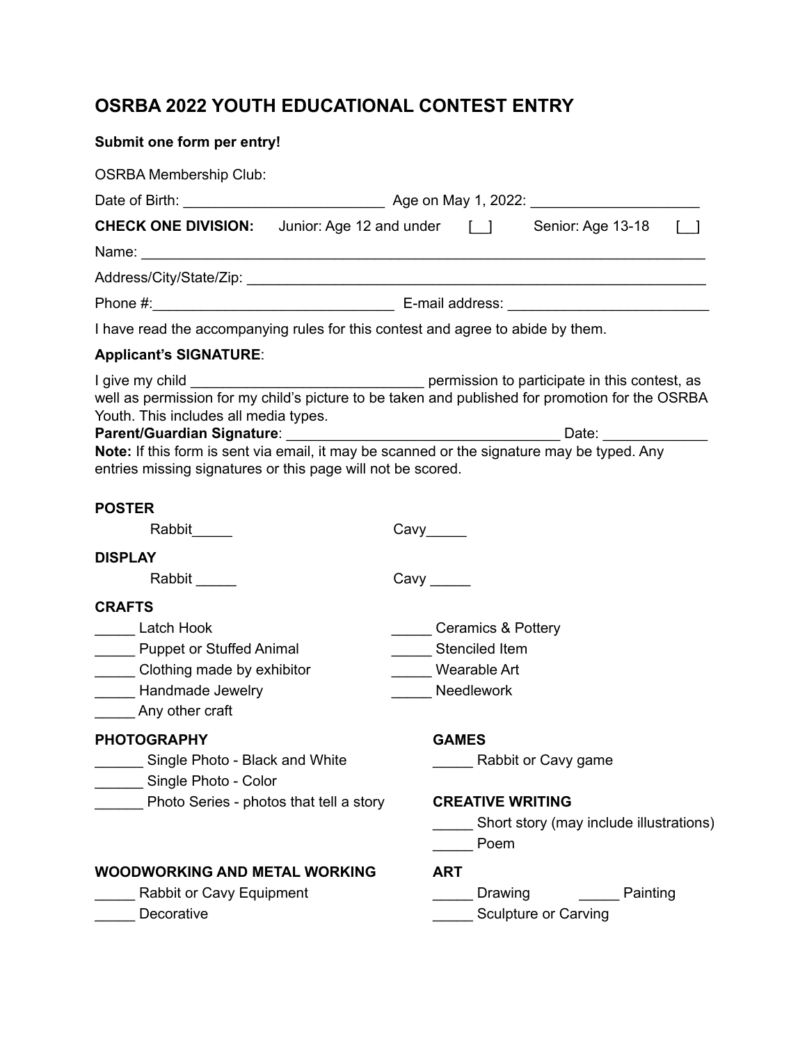# OSRBA 2022 YOUTH EDUCATIONAL CONTEST ENTRY

**Submit one form per entry!**

OSRBA Membership Club:

Date of Birth: _________________________ Age on May 1, 2022: ____________________

**CHECK ONE DIVISION:** Junior: Age 12 and under [__] Senior: Age 13-18 [__]

Name: ______________________________________________________________________

Address/City/State/Zip: _______________________________________________________

Phone #:_____________________________ E-mail address: ________________________

I have read the accompanying rules for this contest and agree to abide by them.

**Applicant's SIGNATURE**:

I give my child _____________________________ permission to participate in this contest, as well as permission for my child's picture to be taken and published for promotion for the OSRBA Youth. This includes all media types.

**Parent/Guardian Signature**: ___________________________________ Date: _____________

**Note:** If this form is sent via email, it may be scanned or the signature may be typed. Any entries missing signatures or this page will not be scored.

**POSTER**

Rabbit_____ Cavy_____

**DISPLAY**

Rabbit _____ Cavy _____

**CRAFTS**

_____ Latch Hook
_____ Puppet or Stuffed Animal
_____ Clothing made by exhibitor
_____ Handmade Jewelry
_____ Any other craft
_____ Ceramics & Pottery
_____ Stenciled Item
_____ Wearable Art
_____ Needlework

**PHOTOGRAPHY**

______ Single Photo - Black and White
______ Single Photo - Color
______ Photo Series - photos that tell a story

**GAMES**

_____ Rabbit or Cavy game

**CREATIVE WRITING**

_____ Short story (may include illustrations)
_____ Poem

**WOODWORKING AND METAL WORKING**

_____ Rabbit or Cavy Equipment
_____ Decorative

**ART**

_____ Drawing _____ Painting
_____ Sculpture or Carving